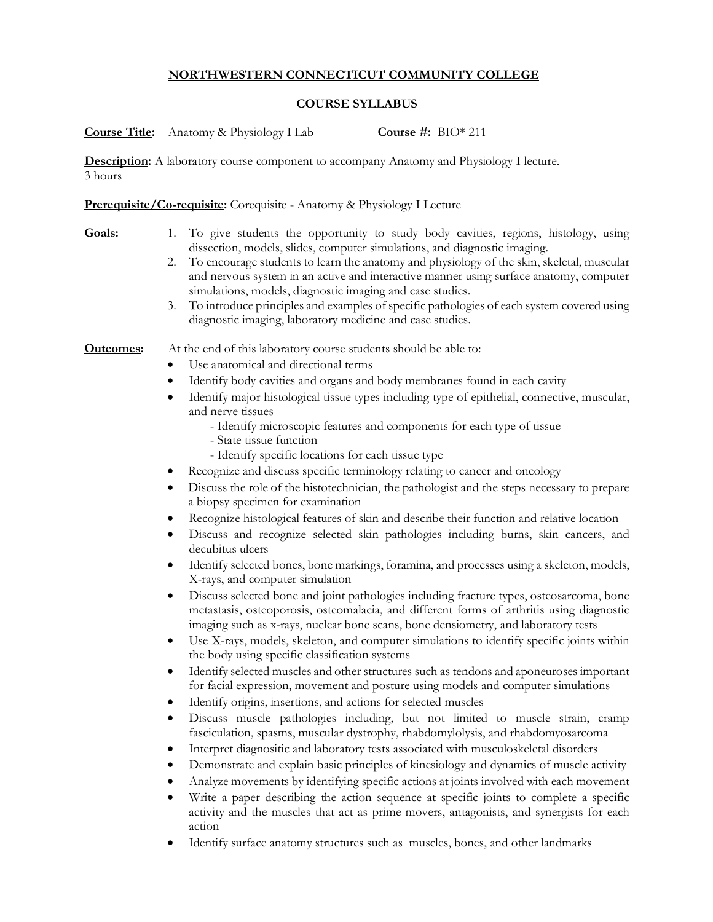# NORTHWESTERN CONNECTICUT COMMUNITY COLLEGE

## COURSE SYLLABUS

**Course Title:** Anatomy & Physiology I Lab **Course #:** BIO* 211

**Description:** A laboratory course component to accompany Anatomy and Physiology I lecture.
3 hours

**Prerequisite/Co-requisite:** Corequisite - Anatomy & Physiology I Lecture

**Goals:**

1. To give students the opportunity to study body cavities, regions, histology, using dissection, models, slides, computer simulations, and diagnostic imaging.
2. To encourage students to learn the anatomy and physiology of the skin, skeletal, muscular and nervous system in an active and interactive manner using surface anatomy, computer simulations, models, diagnostic imaging and case studies.
3. To introduce principles and examples of specific pathologies of each system covered using diagnostic imaging, laboratory medicine and case studies.

**Outcomes:** At the end of this laboratory course students should be able to:

- Use anatomical and directional terms
- Identify body cavities and organs and body membranes found in each cavity
- Identify major histological tissue types including type of epithelial, connective, muscular, and nerve tissues
  - Identify microscopic features and components for each type of tissue
  - State tissue function
  - Identify specific locations for each tissue type
- Recognize and discuss specific terminology relating to cancer and oncology
- Discuss the role of the histotechnician, the pathologist and the steps necessary to prepare a biopsy specimen for examination
- Recognize histological features of skin and describe their function and relative location
- Discuss and recognize selected skin pathologies including burns, skin cancers, and decubitus ulcers
- Identify selected bones, bone markings, foramina, and processes using a skeleton, models, X-rays, and computer simulation
- Discuss selected bone and joint pathologies including fracture types, osteosarcoma, bone metastasis, osteoporosis, osteomalacia, and different forms of arthritis using diagnostic imaging such as x-rays, nuclear bone scans, bone densiometry, and laboratory tests
- Use X-rays, models, skeleton, and computer simulations to identify specific joints within the body using specific classification systems
- Identify selected muscles and other structures such as tendons and aponeuroses important for facial expression, movement and posture using models and computer simulations
- Identify origins, insertions, and actions for selected muscles
- Discuss muscle pathologies including, but not limited to muscle strain, cramp fasciculation, spasms, muscular dystrophy, rhabdomylolysis, and rhabdomyosarcoma
- Interpret diagnositic and laboratory tests associated with musculoskeletal disorders
- Demonstrate and explain basic principles of kinesiology and dynamics of muscle activity
- Analyze movements by identifying specific actions at joints involved with each movement
- Write a paper describing the action sequence at specific joints to complete a specific activity and the muscles that act as prime movers, antagonists, and synergists for each action
- Identify surface anatomy structures such as muscles, bones, and other landmarks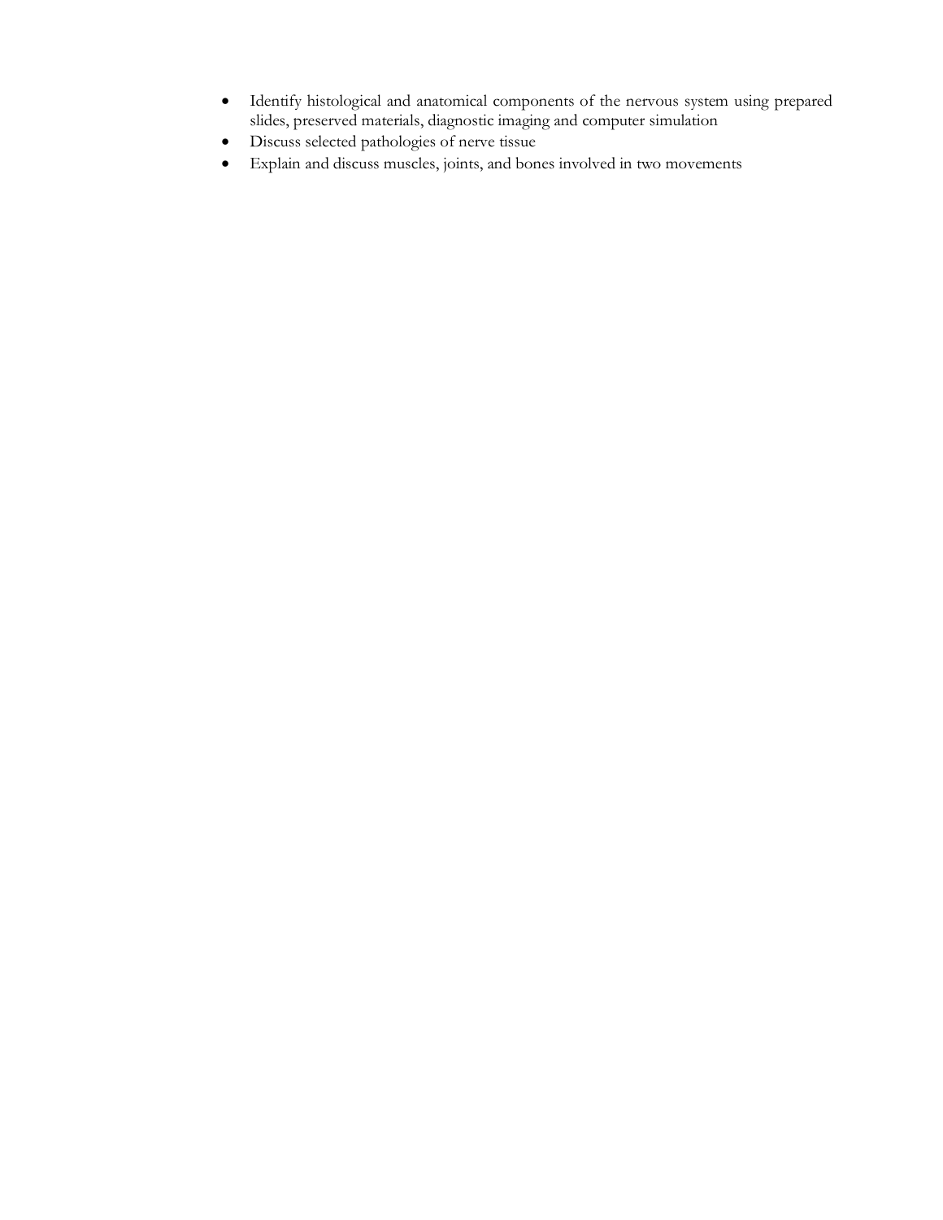- Identify histological and anatomical components of the nervous system using prepared slides, preserved materials, diagnostic imaging and computer simulation
- Discuss selected pathologies of nerve tissue
- Explain and discuss muscles, joints, and bones involved in two movements